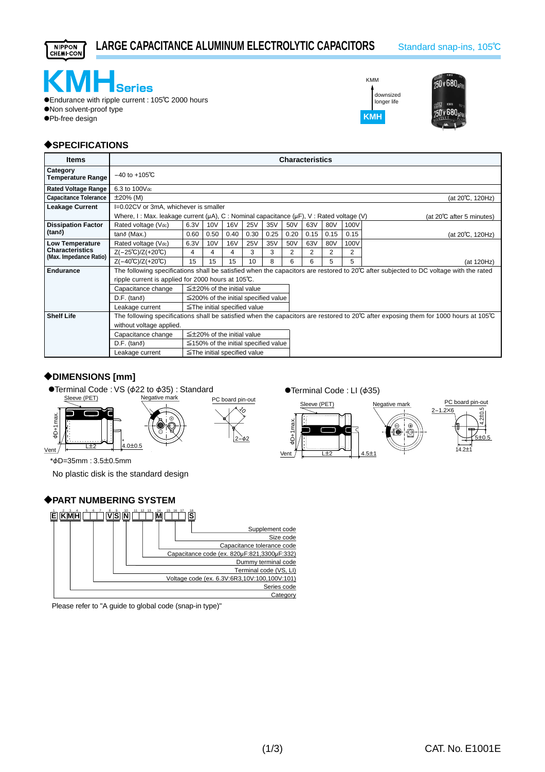NIPPON CHEMI-CON

# LARGE CAPACITANCE ALUMINUM ELECTROLYTIC CAPACITORS

Standard snap-ins, 105℃

# KMH Series

- ●Endurance with ripple current : 105℃ 2000 hours
- ●Non solvent-proof type
- ●Pb-free design

KMM
downsized
longer life
KMH

## ◆SPECIFICATIONS

| Items | Characteristics | | | | | | | | | | |
|---|---|---|---|---|---|---|---|---|---|---|---|
| Category Temperature Range | −40 to +105℃ | | | | | | | | | | |
| Rated Voltage Range | 6.3 to 100Vdc | | | | | | | | | | |
| Capacitance Tolerance | ±20% (M) | | | | | | | | | | (at 20℃, 120Hz) |
| Leakage Current | I=0.02CV or 3mA, whichever is smaller | | | | | | | | | | |
| | Where, I : Max. leakage current (μA), C : Nominal capacitance (μF), V : Rated voltage (V) | | | | | | | | | | (at 20℃ after 5 minutes) |
| Dissipation Factor (tanδ) | Rated voltage (Vdc) | 6.3V | 10V | 16V | 25V | 35V | 50V | 63V | 80V | 100V | |
| | tanδ (Max.) | 0.60 | 0.50 | 0.40 | 0.30 | 0.25 | 0.20 | 0.15 | 0.15 | 0.15 | (at 20℃, 120Hz) |
| Low Temperature Characteristics (Max. Impedance Ratio) | Rated voltage (Vdc) | 6.3V | 10V | 16V | 25V | 35V | 50V | 63V | 80V | 100V | |
| | Z(−25℃)/Z(+20℃) | 4 | 4 | 4 | 3 | 3 | 2 | 2 | 2 | 2 | |
| | Z(−40℃)/Z(+20℃) | 15 | 15 | 15 | 10 | 8 | 6 | 6 | 5 | 5 | (at 120Hz) |
| Endurance | The following specifications shall be satisfied when the capacitors are restored to 20℃ after subjected to DC voltage with the rated ripple current is applied for 2000 hours at 105℃. | | | | | | | | | | |
| | Capacitance change | ≦±20% of the initial value | | | | | | | | | |
| | D.F. (tanδ) | ≦200% of the initial specified value | | | | | | | | | |
| | Leakage current | ≦The initial specified value | | | | | | | | | |
| Shelf Life | The following specifications shall be satisfied when the capacitors are restored to 20℃ after exposing them for 1000 hours at 105℃ without voltage applied. | | | | | | | | | | |
| | Capacitance change | ≦±20% of the initial value | | | | | | | | | |
| | D.F. (tanδ) | ≦150% of the initial specified value | | | | | | | | | |
| | Leakage current | ≦The initial specified value | | | | | | | | | |

## ◆DIMENSIONS [mm]

●Terminal Code : VS (ϕ22 to ϕ35) : Standard

Sleeve (PET)
Negative mark
PC board pin-out
ϕD+1max.
Vent
L±2
4.0±0.5
10
2−ϕ2

*ϕD=35mm : 3.5±0.5mm

No plastic disk is the standard design

●Terminal Code : LI (ϕ35)

Sleeve (PET)
Negative mark
PC board pin-out
2−1.2X6
ϕD+1max.
Vent
L±2
4.5±1
4.2±0.5
5±0.5
14.2±1

## ◆PART NUMBERING SYSTEM

E KMH □□□ VS N □□□ M □□□ S

- Supplement code
- Size code
- Capacitance tolerance code
- Capacitance code (ex. 820μF:821,3300μF:332)
- Dummy terminal code
- Terminal code (VS, LI)
- Voltage code (ex. 6.3V:6R3,10V:100,100V:101)
- Series code
- Category

Please refer to "A guide to global code (snap-in type)"

CAT. No. E1001E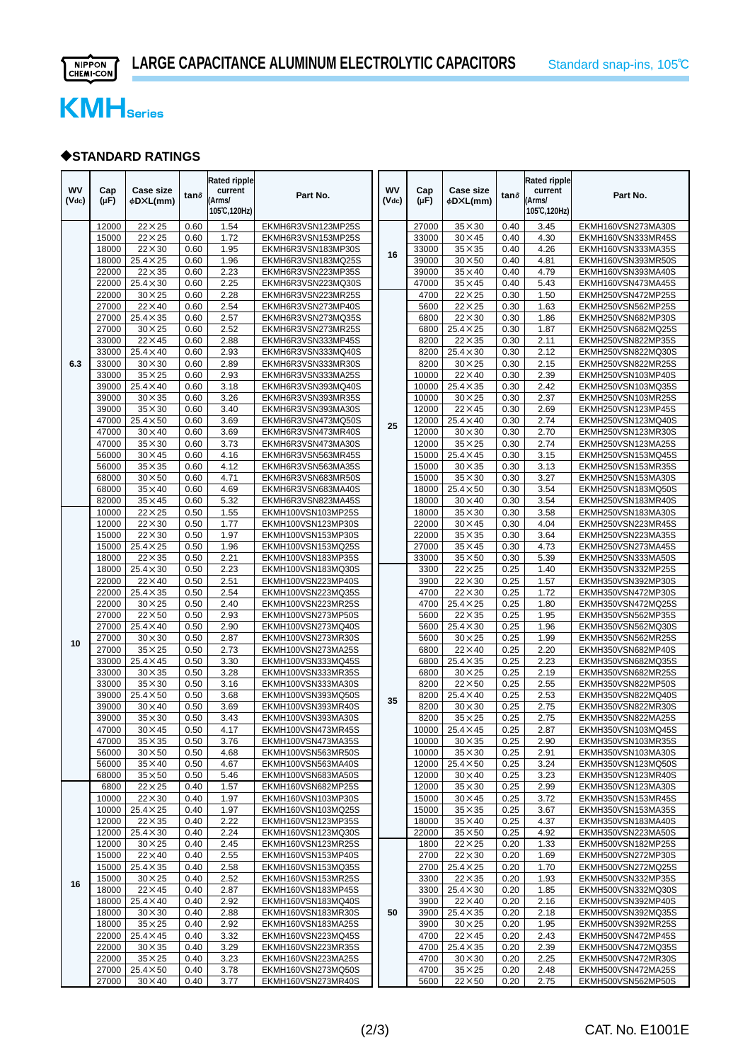## KMH Series

LARGE CAPACITANCE ALUMINUM ELECTROLYTIC CAPACITORS — Standard snap-ins, 105℃

### ◆STANDARD RATINGS

| WV (Vdc) | Cap (μF) | Case size φD×L(mm) | tanδ | Rated ripple current (Arms/ 105℃,120Hz) | Part No. |
|---|---|---|---|---|---|
| 6.3 | 12000 | 22×25 | 0.60 | 1.54 | EKMH6R3VSN123MP25S |
| | 15000 | 22×25 | 0.60 | 1.72 | EKMH6R3VSN153MP25S |
| | 18000 | 22×30 | 0.60 | 1.95 | EKMH6R3VSN183MP30S |
| | 18000 | 25.4×25 | 0.60 | 1.96 | EKMH6R3VSN183MQ25S |
| | 22000 | 22×35 | 0.60 | 2.23 | EKMH6R3VSN223MP35S |
| | 22000 | 25.4×30 | 0.60 | 2.25 | EKMH6R3VSN223MQ30S |
| | 22000 | 30×25 | 0.60 | 2.28 | EKMH6R3VSN223MR25S |
| | 27000 | 22×40 | 0.60 | 2.54 | EKMH6R3VSN273MP40S |
| | 27000 | 25.4×35 | 0.60 | 2.57 | EKMH6R3VSN273MQ35S |
| | 27000 | 30×25 | 0.60 | 2.52 | EKMH6R3VSN273MR25S |
| | 33000 | 22×45 | 0.60 | 2.88 | EKMH6R3VSN333MP45S |
| | 33000 | 25.4×40 | 0.60 | 2.93 | EKMH6R3VSN333MQ40S |
| | 33000 | 30×30 | 0.60 | 2.89 | EKMH6R3VSN333MR30S |
| | 33000 | 35×25 | 0.60 | 2.93 | EKMH6R3VSN333MA25S |
| | 39000 | 25.4×40 | 0.60 | 3.18 | EKMH6R3VSN393MQ40S |
| | 39000 | 30×35 | 0.60 | 3.26 | EKMH6R3VSN393MR35S |
| | 39000 | 35×30 | 0.60 | 3.40 | EKMH6R3VSN393MA30S |
| | 47000 | 25.4×50 | 0.60 | 3.69 | EKMH6R3VSN473MQ50S |
| | 47000 | 30×40 | 0.60 | 3.69 | EKMH6R3VSN473MR40S |
| | 47000 | 35×30 | 0.60 | 3.73 | EKMH6R3VSN473MA30S |
| | 56000 | 30×45 | 0.60 | 4.16 | EKMH6R3VSN563MR45S |
| | 56000 | 35×35 | 0.60 | 4.12 | EKMH6R3VSN563MA35S |
| | 68000 | 30×50 | 0.60 | 4.71 | EKMH6R3VSN683MR50S |
| | 68000 | 35×40 | 0.60 | 4.69 | EKMH6R3VSN683MA40S |
| | 82000 | 35×45 | 0.60 | 5.32 | EKMH6R3VSN823MA45S |
| 10 | 10000 | 22×25 | 0.50 | 1.55 | EKMH100VSN103MP25S |
| | 12000 | 22×30 | 0.50 | 1.77 | EKMH100VSN123MP30S |
| | 15000 | 22×30 | 0.50 | 1.97 | EKMH100VSN153MP30S |
| | 15000 | 25.4×25 | 0.50 | 1.96 | EKMH100VSN153MQ25S |
| | 18000 | 22×35 | 0.50 | 2.21 | EKMH100VSN183MP35S |
| | 18000 | 25.4×30 | 0.50 | 2.23 | EKMH100VSN183MQ30S |
| | 22000 | 22×40 | 0.50 | 2.51 | EKMH100VSN223MP40S |
| | 22000 | 25.4×35 | 0.50 | 2.54 | EKMH100VSN223MQ35S |
| | 22000 | 30×25 | 0.50 | 2.40 | EKMH100VSN223MR25S |
| | 27000 | 22×50 | 0.50 | 2.93 | EKMH100VSN273MP50S |
| | 27000 | 25.4×40 | 0.50 | 2.90 | EKMH100VSN273MQ40S |
| | 27000 | 30×30 | 0.50 | 2.87 | EKMH100VSN273MR30S |
| | 27000 | 35×25 | 0.50 | 2.73 | EKMH100VSN273MA25S |
| | 33000 | 25.4×45 | 0.50 | 3.30 | EKMH100VSN333MQ45S |
| | 33000 | 30×35 | 0.50 | 3.28 | EKMH100VSN333MR35S |
| | 33000 | 35×30 | 0.50 | 3.16 | EKMH100VSN333MA30S |
| | 39000 | 25.4×50 | 0.50 | 3.68 | EKMH100VSN393MQ50S |
| | 39000 | 30×40 | 0.50 | 3.69 | EKMH100VSN393MR40S |
| | 39000 | 35×30 | 0.50 | 3.43 | EKMH100VSN393MA30S |
| | 47000 | 30×45 | 0.50 | 4.17 | EKMH100VSN473MR45S |
| | 47000 | 35×35 | 0.50 | 3.76 | EKMH100VSN473MA35S |
| | 56000 | 30×50 | 0.50 | 4.68 | EKMH100VSN563MR50S |
| | 56000 | 35×40 | 0.50 | 4.67 | EKMH100VSN563MA40S |
| | 68000 | 35×50 | 0.50 | 5.46 | EKMH100VSN683MA50S |
| 16 | 6800 | 22×25 | 0.40 | 1.57 | EKMH160VSN682MP25S |
| | 10000 | 22×30 | 0.40 | 1.97 | EKMH160VSN103MP30S |
| | 10000 | 25.4×25 | 0.40 | 1.97 | EKMH160VSN103MQ25S |
| | 12000 | 22×35 | 0.40 | 2.22 | EKMH160VSN123MP35S |
| | 12000 | 25.4×30 | 0.40 | 2.24 | EKMH160VSN123MQ30S |
| | 12000 | 30×25 | 0.40 | 2.45 | EKMH160VSN123MR25S |
| | 15000 | 22×40 | 0.40 | 2.55 | EKMH160VSN153MP40S |
| | 15000 | 25.4×35 | 0.40 | 2.58 | EKMH160VSN153MQ35S |
| | 15000 | 30×25 | 0.40 | 2.52 | EKMH160VSN153MR25S |
| | 18000 | 22×45 | 0.40 | 2.87 | EKMH160VSN183MP45S |
| | 18000 | 25.4×40 | 0.40 | 2.92 | EKMH160VSN183MQ40S |
| | 18000 | 30×30 | 0.40 | 2.88 | EKMH160VSN183MR30S |
| | 18000 | 35×25 | 0.40 | 2.92 | EKMH160VSN183MA25S |
| | 22000 | 25.4×45 | 0.40 | 3.32 | EKMH160VSN223MQ45S |
| | 22000 | 30×35 | 0.40 | 3.29 | EKMH160VSN223MR35S |
| | 22000 | 35×25 | 0.40 | 3.23 | EKMH160VSN223MA25S |
| | 27000 | 25.4×50 | 0.40 | 3.78 | EKMH160VSN273MQ50S |
| | 27000 | 30×40 | 0.40 | 3.77 | EKMH160VSN273MR40S |
| | 27000 | 35×30 | 0.40 | 3.45 | EKMH160VSN273MA30S |
| | 33000 | 30×45 | 0.40 | 4.30 | EKMH160VSN333MR45S |
| | 33000 | 35×35 | 0.40 | 4.26 | EKMH160VSN333MA35S |
| | 39000 | 30×50 | 0.40 | 4.81 | EKMH160VSN393MR50S |
| | 39000 | 35×40 | 0.40 | 4.79 | EKMH160VSN393MA40S |
| | 47000 | 35×45 | 0.40 | 5.43 | EKMH160VSN473MA45S |
| 25 | 4700 | 22×25 | 0.30 | 1.50 | EKMH250VSN472MP25S |
| | 5600 | 22×25 | 0.30 | 1.63 | EKMH250VSN562MP25S |
| | 6800 | 22×30 | 0.30 | 1.86 | EKMH250VSN682MP30S |
| | 6800 | 25.4×25 | 0.30 | 1.87 | EKMH250VSN682MQ25S |
| | 8200 | 22×35 | 0.30 | 2.11 | EKMH250VSN822MP35S |
| | 8200 | 25.4×30 | 0.30 | 2.12 | EKMH250VSN822MQ30S |
| | 8200 | 30×25 | 0.30 | 2.15 | EKMH250VSN822MR25S |
| | 10000 | 22×40 | 0.30 | 2.39 | EKMH250VSN103MP40S |
| | 10000 | 25.4×35 | 0.30 | 2.42 | EKMH250VSN103MQ35S |
| | 10000 | 30×25 | 0.30 | 2.37 | EKMH250VSN103MR25S |
| | 12000 | 22×45 | 0.30 | 2.69 | EKMH250VSN123MP45S |
| | 12000 | 25.4×40 | 0.30 | 2.74 | EKMH250VSN123MQ40S |
| | 12000 | 30×30 | 0.30 | 2.70 | EKMH250VSN123MR30S |
| | 12000 | 35×25 | 0.30 | 2.74 | EKMH250VSN123MA25S |
| | 15000 | 25.4×45 | 0.30 | 3.15 | EKMH250VSN153MQ45S |
| | 15000 | 30×35 | 0.30 | 3.13 | EKMH250VSN153MR35S |
| | 15000 | 35×30 | 0.30 | 3.27 | EKMH250VSN153MA30S |
| | 18000 | 25.4×50 | 0.30 | 3.54 | EKMH250VSN183MQ50S |
| | 18000 | 30×40 | 0.30 | 3.54 | EKMH250VSN183MR40S |
| | 18000 | 35×30 | 0.30 | 3.58 | EKMH250VSN183MA30S |
| | 22000 | 30×45 | 0.30 | 4.04 | EKMH250VSN223MR45S |
| | 22000 | 35×35 | 0.30 | 3.64 | EKMH250VSN223MA35S |
| | 27000 | 35×45 | 0.30 | 4.73 | EKMH250VSN273MA45S |
| | 33000 | 35×50 | 0.30 | 5.39 | EKMH250VSN333MA50S |
| 35 | 3300 | 22×25 | 0.25 | 1.40 | EKMH350VSN332MP25S |
| | 3900 | 22×30 | 0.25 | 1.57 | EKMH350VSN392MP30S |
| | 4700 | 22×30 | 0.25 | 1.72 | EKMH350VSN472MP30S |
| | 4700 | 25.4×25 | 0.25 | 1.80 | EKMH350VSN472MQ25S |
| | 5600 | 22×35 | 0.25 | 1.95 | EKMH350VSN562MP35S |
| | 5600 | 25.4×30 | 0.25 | 1.96 | EKMH350VSN562MQ30S |
| | 5600 | 30×25 | 0.25 | 1.99 | EKMH350VSN562MR25S |
| | 6800 | 22×40 | 0.25 | 2.20 | EKMH350VSN682MP40S |
| | 6800 | 25.4×35 | 0.25 | 2.23 | EKMH350VSN682MQ35S |
| | 6800 | 30×25 | 0.25 | 2.19 | EKMH350VSN682MR25S |
| | 8200 | 22×50 | 0.25 | 2.55 | EKMH350VSN822MP50S |
| | 8200 | 25.4×40 | 0.25 | 2.53 | EKMH350VSN822MQ40S |
| | 8200 | 30×30 | 0.25 | 2.75 | EKMH350VSN822MR30S |
| | 8200 | 35×25 | 0.25 | 2.75 | EKMH350VSN822MA25S |
| | 10000 | 25.4×45 | 0.25 | 2.87 | EKMH350VSN103MQ45S |
| | 10000 | 30×35 | 0.25 | 2.90 | EKMH350VSN103MR35S |
| | 10000 | 35×30 | 0.25 | 2.91 | EKMH350VSN103MA30S |
| | 12000 | 25.4×50 | 0.25 | 3.24 | EKMH350VSN123MQ50S |
| | 12000 | 30×40 | 0.25 | 3.23 | EKMH350VSN123MR40S |
| | 12000 | 35×30 | 0.25 | 2.99 | EKMH350VSN123MA30S |
| | 15000 | 30×45 | 0.25 | 3.72 | EKMH350VSN153MR45S |
| | 15000 | 35×35 | 0.25 | 3.67 | EKMH350VSN153MA35S |
| | 18000 | 35×40 | 0.25 | 4.37 | EKMH350VSN183MA40S |
| | 22000 | 35×50 | 0.25 | 4.92 | EKMH350VSN223MA50S |
| 50 | 1800 | 22×25 | 0.20 | 1.33 | EKMH500VSN182MP25S |
| | 2700 | 22×30 | 0.20 | 1.69 | EKMH500VSN272MP30S |
| | 2700 | 25.4×25 | 0.20 | 1.70 | EKMH500VSN272MQ25S |
| | 3300 | 22×35 | 0.20 | 1.93 | EKMH500VSN332MP35S |
| | 3300 | 25.4×30 | 0.20 | 1.85 | EKMH500VSN332MQ30S |
| | 3900 | 22×40 | 0.20 | 2.16 | EKMH500VSN392MP40S |
| | 3900 | 25.4×35 | 0.20 | 2.18 | EKMH500VSN392MQ35S |
| | 3900 | 30×25 | 0.20 | 1.95 | EKMH500VSN392MR25S |
| | 4700 | 22×45 | 0.20 | 2.43 | EKMH500VSN472MP45S |
| | 4700 | 25.4×35 | 0.20 | 2.39 | EKMH500VSN472MQ35S |
| | 4700 | 30×30 | 0.20 | 2.25 | EKMH500VSN472MR30S |
| | 4700 | 35×25 | 0.20 | 2.48 | EKMH500VSN472MA25S |
| | 5600 | 22×50 | 0.20 | 2.75 | EKMH500VSN562MP50S |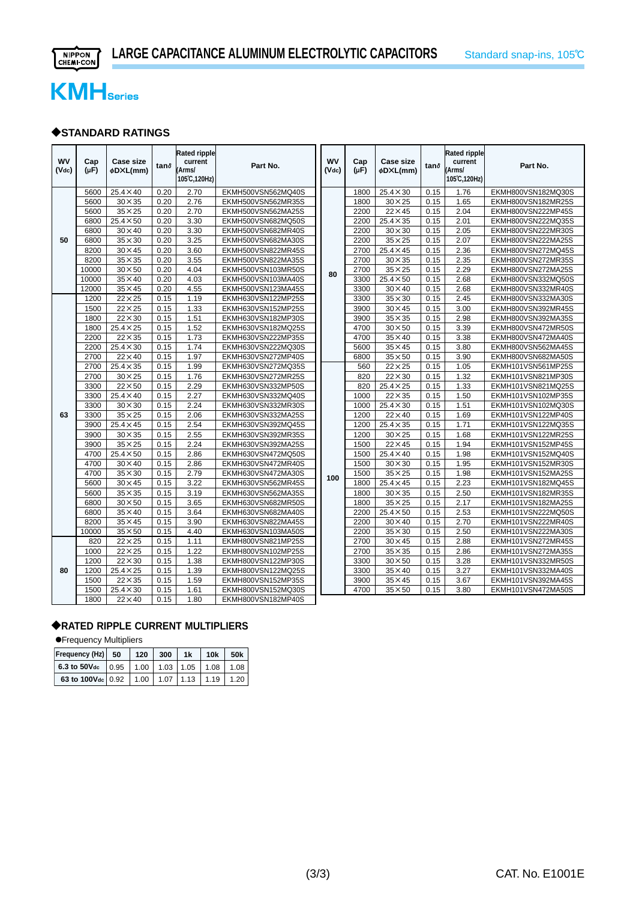# LARGE CAPACITANCE ALUMINUM ELECTROLYTIC CAPACITORS

Standard snap-ins, 105℃

# KMH Series

## ◆STANDARD RATINGS

| WV (Vdc) | Cap (μF) | Case size φD×L(mm) | tanδ | Rated ripple current (Arms/ 105℃,120Hz) | Part No. |
|---|---|---|---|---|---|
| 50 | 5600 | 25.4×40 | 0.20 | 2.70 | EKMH500VSN562MQ40S |
| | 5600 | 30×35 | 0.20 | 2.76 | EKMH500VSN562MR35S |
| | 5600 | 35×25 | 0.20 | 2.70 | EKMH500VSN562MA25S |
| | 6800 | 25.4×50 | 0.20 | 3.30 | EKMH500VSN682MQ50S |
| | 6800 | 30×40 | 0.20 | 3.30 | EKMH500VSN682MR40S |
| | 6800 | 35×30 | 0.20 | 3.25 | EKMH500VSN682MA30S |
| | 8200 | 30×45 | 0.20 | 3.60 | EKMH500VSN822MR45S |
| | 8200 | 35×35 | 0.20 | 3.55 | EKMH500VSN822MA35S |
| | 10000 | 30×50 | 0.20 | 4.04 | EKMH500VSN103MR50S |
| | 10000 | 35×40 | 0.20 | 4.03 | EKMH500VSN103MA40S |
| | 12000 | 35×45 | 0.20 | 4.55 | EKMH500VSN123MA45S |
| 63 | 1200 | 22×25 | 0.15 | 1.19 | EKMH630VSN122MP25S |
| | 1500 | 22×25 | 0.15 | 1.33 | EKMH630VSN152MP25S |
| | 1800 | 22×30 | 0.15 | 1.51 | EKMH630VSN182MP30S |
| | 1800 | 25.4×25 | 0.15 | 1.52 | EKMH630VSN182MQ25S |
| | 2200 | 22×35 | 0.15 | 1.73 | EKMH630VSN222MP35S |
| | 2200 | 25.4×30 | 0.15 | 1.74 | EKMH630VSN222MQ30S |
| | 2700 | 22×40 | 0.15 | 1.97 | EKMH630VSN272MP40S |
| | 2700 | 25.4×35 | 0.15 | 1.99 | EKMH630VSN272MQ35S |
| | 2700 | 30×25 | 0.15 | 1.76 | EKMH630VSN272MR25S |
| | 3300 | 22×50 | 0.15 | 2.29 | EKMH630VSN332MP50S |
| | 3300 | 25.4×40 | 0.15 | 2.27 | EKMH630VSN332MQ40S |
| | 3300 | 30×30 | 0.15 | 2.24 | EKMH630VSN332MR30S |
| | 3300 | 35×25 | 0.15 | 2.06 | EKMH630VSN332MA25S |
| | 3900 | 25.4×45 | 0.15 | 2.54 | EKMH630VSN392MQ45S |
| | 3900 | 30×35 | 0.15 | 2.55 | EKMH630VSN392MR35S |
| | 3900 | 35×25 | 0.15 | 2.24 | EKMH630VSN392MA25S |
| | 4700 | 25.4×50 | 0.15 | 2.86 | EKMH630VSN472MQ50S |
| | 4700 | 30×40 | 0.15 | 2.86 | EKMH630VSN472MR40S |
| | 4700 | 35×30 | 0.15 | 2.79 | EKMH630VSN472MA30S |
| | 5600 | 30×45 | 0.15 | 3.22 | EKMH630VSN562MR45S |
| | 5600 | 35×35 | 0.15 | 3.19 | EKMH630VSN562MA35S |
| | 6800 | 30×50 | 0.15 | 3.65 | EKMH630VSN682MR50S |
| | 6800 | 35×40 | 0.15 | 3.64 | EKMH630VSN682MA40S |
| | 8200 | 35×45 | 0.15 | 3.90 | EKMH630VSN822MA45S |
| | 10000 | 35×50 | 0.15 | 4.40 | EKMH630VSN103MA50S |
| 80 | 820 | 22×25 | 0.15 | 1.11 | EKMH800VSN821MP25S |
| | 1000 | 22×25 | 0.15 | 1.22 | EKMH800VSN102MP25S |
| | 1200 | 22×30 | 0.15 | 1.38 | EKMH800VSN122MP30S |
| | 1200 | 25.4×25 | 0.15 | 1.39 | EKMH800VSN122MQ25S |
| | 1500 | 22×35 | 0.15 | 1.59 | EKMH800VSN152MP35S |
| | 1500 | 25.4×30 | 0.15 | 1.61 | EKMH800VSN152MQ30S |
| | 1800 | 22×40 | 0.15 | 1.80 | EKMH800VSN182MP40S |
| | 1800 | 25.4×30 | 0.15 | 1.76 | EKMH800VSN182MQ30S |
| | 1800 | 30×25 | 0.15 | 1.65 | EKMH800VSN182MR25S |
| | 2200 | 22×45 | 0.15 | 2.04 | EKMH800VSN222MP45S |
| | 2200 | 25.4×35 | 0.15 | 2.01 | EKMH800VSN222MQ35S |
| | 2200 | 30×30 | 0.15 | 2.05 | EKMH800VSN222MR30S |
| | 2200 | 35×25 | 0.15 | 2.07 | EKMH800VSN222MA25S |
| | 2700 | 25.4×45 | 0.15 | 2.36 | EKMH800VSN272MQ45S |
| | 2700 | 30×35 | 0.15 | 2.35 | EKMH800VSN272MR35S |
| | 2700 | 35×25 | 0.15 | 2.29 | EKMH800VSN272MA25S |
| | 3300 | 25.4×50 | 0.15 | 2.68 | EKMH800VSN332MQ50S |
| | 3300 | 30×40 | 0.15 | 2.68 | EKMH800VSN332MR40S |
| | 3300 | 35×30 | 0.15 | 2.45 | EKMH800VSN332MA30S |
| | 3900 | 30×45 | 0.15 | 3.00 | EKMH800VSN392MR45S |
| | 3900 | 35×35 | 0.15 | 2.98 | EKMH800VSN392MA35S |
| | 4700 | 30×50 | 0.15 | 3.39 | EKMH800VSN472MR50S |
| | 4700 | 35×40 | 0.15 | 3.38 | EKMH800VSN472MA40S |
| | 5600 | 35×45 | 0.15 | 3.80 | EKMH800VSN562MA45S |
| | 6800 | 35×50 | 0.15 | 3.90 | EKMH800VSN682MA50S |
| 100 | 560 | 22×25 | 0.15 | 1.05 | EKMH101VSN561MP25S |
| | 820 | 22×30 | 0.15 | 1.32 | EKMH101VSN821MP30S |
| | 820 | 25.4×25 | 0.15 | 1.33 | EKMH101VSN821MQ25S |
| | 1000 | 22×35 | 0.15 | 1.50 | EKMH101VSN102MP35S |
| | 1000 | 25.4×30 | 0.15 | 1.51 | EKMH101VSN102MQ30S |
| | 1200 | 22×40 | 0.15 | 1.69 | EKMH101VSN122MP40S |
| | 1200 | 25.4×35 | 0.15 | 1.71 | EKMH101VSN122MQ35S |
| | 1200 | 30×25 | 0.15 | 1.68 | EKMH101VSN122MR25S |
| | 1500 | 22×45 | 0.15 | 1.94 | EKMH101VSN152MP45S |
| | 1500 | 25.4×40 | 0.15 | 1.98 | EKMH101VSN152MQ40S |
| | 1500 | 30×30 | 0.15 | 1.95 | EKMH101VSN152MR30S |
| | 1500 | 35×25 | 0.15 | 1.98 | EKMH101VSN152MA25S |
| | 1800 | 25.4×45 | 0.15 | 2.23 | EKMH101VSN182MQ45S |
| | 1800 | 30×35 | 0.15 | 2.50 | EKMH101VSN182MR35S |
| | 1800 | 35×25 | 0.15 | 2.17 | EKMH101VSN182MA25S |
| | 2200 | 25.4×50 | 0.15 | 2.53 | EKMH101VSN222MQ50S |
| | 2200 | 30×40 | 0.15 | 2.70 | EKMH101VSN222MR40S |
| | 2200 | 35×30 | 0.15 | 2.50 | EKMH101VSN222MA30S |
| | 2700 | 30×45 | 0.15 | 2.88 | EKMH101VSN272MR45S |
| | 2700 | 35×35 | 0.15 | 2.86 | EKMH101VSN272MA35S |
| | 3300 | 30×50 | 0.15 | 3.28 | EKMH101VSN332MR50S |
| | 3300 | 35×40 | 0.15 | 3.27 | EKMH101VSN332MA40S |
| | 3900 | 35×45 | 0.15 | 3.67 | EKMH101VSN392MA45S |
| | 4700 | 35×50 | 0.15 | 3.80 | EKMH101VSN472MA50S |

## ◆RATED RIPPLE CURRENT MULTIPLIERS

●Frequency Multipliers

| Frequency (Hz) | 50 | 120 | 300 | 1k | 10k | 50k |
|---|---|---|---|---|---|---|
| 6.3 to 50Vdc | 0.95 | 1.00 | 1.03 | 1.05 | 1.08 | 1.08 |
| 63 to 100Vdc | 0.92 | 1.00 | 1.07 | 1.13 | 1.19 | 1.20 |

CAT. No. E1001E